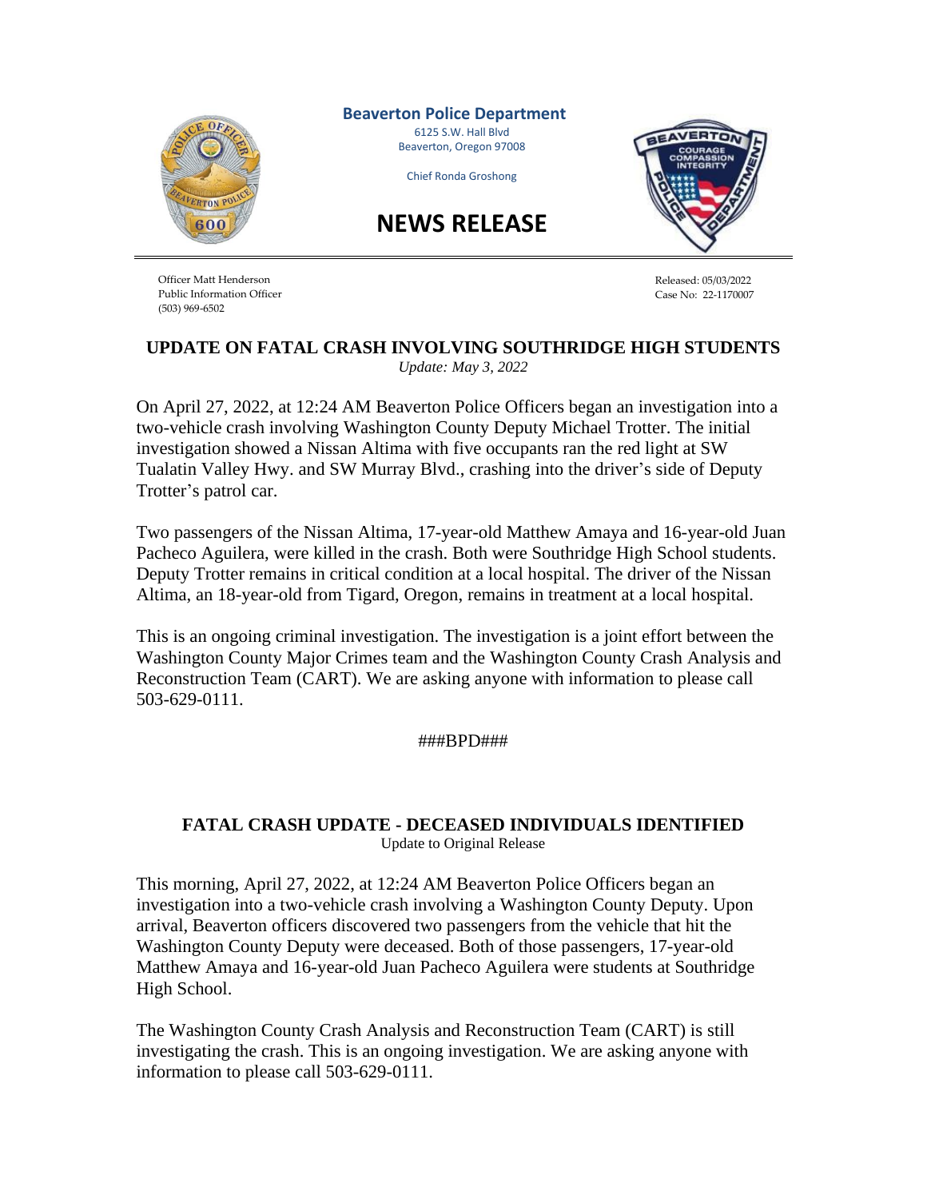**Beaverton Police Department**
6125 S.W. Hall Blvd
Beaverton, Oregon 97008

Chief Ronda Groshong

# NEWS RELEASE

Officer Matt Henderson
Public Information Officer
(503) 969-6502

Released: 05/03/2022
Case No: 22-1170007

## UPDATE ON FATAL CRASH INVOLVING SOUTHRIDGE HIGH STUDENTS

*Update: May 3, 2022*

On April 27, 2022, at 12:24 AM Beaverton Police Officers began an investigation into a two-vehicle crash involving Washington County Deputy Michael Trotter. The initial investigation showed a Nissan Altima with five occupants ran the red light at SW Tualatin Valley Hwy. and SW Murray Blvd., crashing into the driver's side of Deputy Trotter's patrol car.

Two passengers of the Nissan Altima, 17-year-old Matthew Amaya and 16-year-old Juan Pacheco Aguilera, were killed in the crash. Both were Southridge High School students. Deputy Trotter remains in critical condition at a local hospital. The driver of the Nissan Altima, an 18-year-old from Tigard, Oregon, remains in treatment at a local hospital.

This is an ongoing criminal investigation. The investigation is a joint effort between the Washington County Major Crimes team and the Washington County Crash Analysis and Reconstruction Team (CART). We are asking anyone with information to please call 503-629-0111.

###BPD###

## FATAL CRASH UPDATE - DECEASED INDIVIDUALS IDENTIFIED

Update to Original Release

This morning, April 27, 2022, at 12:24 AM Beaverton Police Officers began an investigation into a two-vehicle crash involving a Washington County Deputy. Upon arrival, Beaverton officers discovered two passengers from the vehicle that hit the Washington County Deputy were deceased. Both of those passengers, 17-year-old Matthew Amaya and 16-year-old Juan Pacheco Aguilera were students at Southridge High School.

The Washington County Crash Analysis and Reconstruction Team (CART) is still investigating the crash. This is an ongoing investigation. We are asking anyone with information to please call 503-629-0111.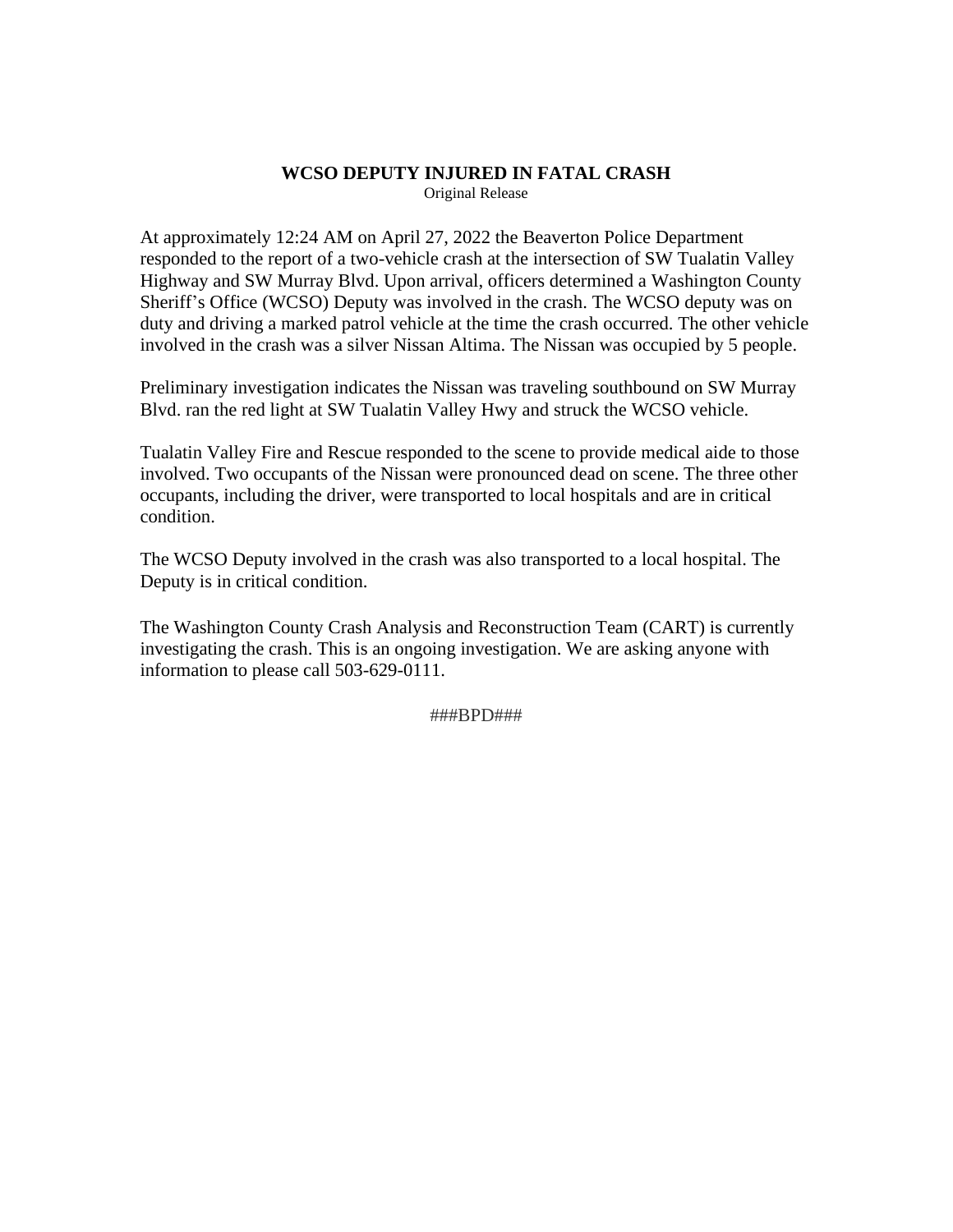# WCSO DEPUTY INJURED IN FATAL CRASH

Original Release

At approximately 12:24 AM on April 27, 2022 the Beaverton Police Department responded to the report of a two-vehicle crash at the intersection of SW Tualatin Valley Highway and SW Murray Blvd. Upon arrival, officers determined a Washington County Sheriff's Office (WCSO) Deputy was involved in the crash. The WCSO deputy was on duty and driving a marked patrol vehicle at the time the crash occurred. The other vehicle involved in the crash was a silver Nissan Altima. The Nissan was occupied by 5 people.

Preliminary investigation indicates the Nissan was traveling southbound on SW Murray Blvd. ran the red light at SW Tualatin Valley Hwy and struck the WCSO vehicle.

Tualatin Valley Fire and Rescue responded to the scene to provide medical aide to those involved. Two occupants of the Nissan were pronounced dead on scene. The three other occupants, including the driver, were transported to local hospitals and are in critical condition.

The WCSO Deputy involved in the crash was also transported to a local hospital. The Deputy is in critical condition.

The Washington County Crash Analysis and Reconstruction Team (CART) is currently investigating the crash. This is an ongoing investigation. We are asking anyone with information to please call 503-629-0111.

###BPD###